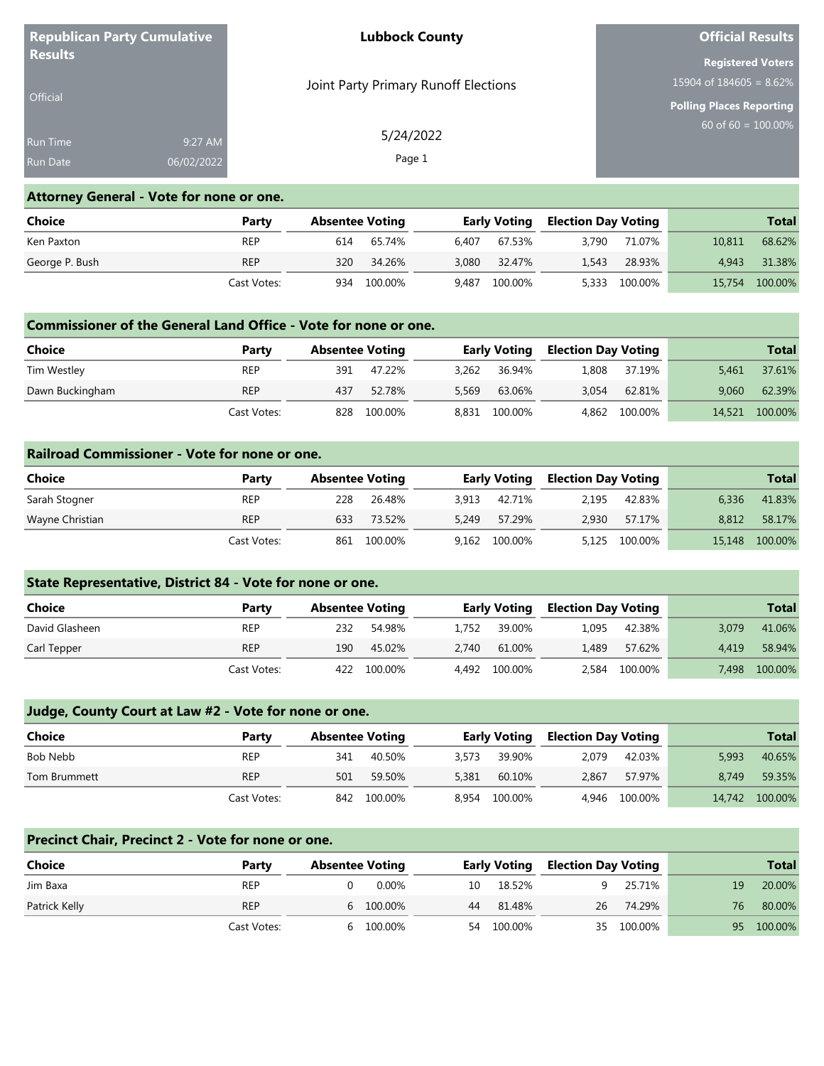**Republican Party Cumulative Results**

Official

Run Time 9:27 AM

Run Date 06/02/2022

**Lubbock County**

Joint Party Primary Runoff Elections

5/24/2022

**Official Results**

**Registered Voters**

15904 of 184605 = 8.62%

**Polling Places Reporting**

60 of 60 = 100.00%

## Attorney General - Vote for none or one.

| Choice | Party | Absentee Voting | | Early Voting | | Election Day Voting | | Total | |
|---|---|---|---|---|---|---|---|---|---|
| Ken Paxton | REP | 614 | 65.74% | 6,407 | 67.53% | 3,790 | 71.07% | 10,811 | 68.62% |
| George P. Bush | REP | 320 | 34.26% | 3,080 | 32.47% | 1,543 | 28.93% | 4,943 | 31.38% |
| | Cast Votes: | 934 | 100.00% | 9,487 | 100.00% | 5,333 | 100.00% | 15,754 | 100.00% |

## Commissioner of the General Land Office - Vote for none or one.

| Choice | Party | Absentee Voting | | Early Voting | | Election Day Voting | | Total | |
|---|---|---|---|---|---|---|---|---|---|
| Tim Westley | REP | 391 | 47.22% | 3,262 | 36.94% | 1,808 | 37.19% | 5,461 | 37.61% |
| Dawn Buckingham | REP | 437 | 52.78% | 5,569 | 63.06% | 3,054 | 62.81% | 9,060 | 62.39% |
| | Cast Votes: | 828 | 100.00% | 8,831 | 100.00% | 4,862 | 100.00% | 14,521 | 100.00% |

## Railroad Commissioner - Vote for none or one.

| Choice | Party | Absentee Voting | | Early Voting | | Election Day Voting | | Total | |
|---|---|---|---|---|---|---|---|---|---|
| Sarah Stogner | REP | 228 | 26.48% | 3,913 | 42.71% | 2,195 | 42.83% | 6,336 | 41.83% |
| Wayne Christian | REP | 633 | 73.52% | 5,249 | 57.29% | 2,930 | 57.17% | 8,812 | 58.17% |
| | Cast Votes: | 861 | 100.00% | 9,162 | 100.00% | 5,125 | 100.00% | 15,148 | 100.00% |

## State Representative, District 84 - Vote for none or one.

| Choice | Party | Absentee Voting | | Early Voting | | Election Day Voting | | Total | |
|---|---|---|---|---|---|---|---|---|---|
| David Glasheen | REP | 232 | 54.98% | 1,752 | 39.00% | 1,095 | 42.38% | 3,079 | 41.06% |
| Carl Tepper | REP | 190 | 45.02% | 2,740 | 61.00% | 1,489 | 57.62% | 4,419 | 58.94% |
| | Cast Votes: | 422 | 100.00% | 4,492 | 100.00% | 2,584 | 100.00% | 7,498 | 100.00% |

## Judge, County Court at Law #2 - Vote for none or one.

| Choice | Party | Absentee Voting | | Early Voting | | Election Day Voting | | Total | |
|---|---|---|---|---|---|---|---|---|---|
| Bob Nebb | REP | 341 | 40.50% | 3,573 | 39.90% | 2,079 | 42.03% | 5,993 | 40.65% |
| Tom Brummett | REP | 501 | 59.50% | 5,381 | 60.10% | 2,867 | 57.97% | 8,749 | 59.35% |
| | Cast Votes: | 842 | 100.00% | 8,954 | 100.00% | 4,946 | 100.00% | 14,742 | 100.00% |

## Precinct Chair, Precinct 2 - Vote for none or one.

| Choice | Party | Absentee Voting | | Early Voting | | Election Day Voting | | Total | |
|---|---|---|---|---|---|---|---|---|---|
| Jim Baxa | REP | 0 | 0.00% | 10 | 18.52% | 9 | 25.71% | 19 | 20.00% |
| Patrick Kelly | REP | 6 | 100.00% | 44 | 81.48% | 26 | 74.29% | 76 | 80.00% |
| | Cast Votes: | 6 | 100.00% | 54 | 100.00% | 35 | 100.00% | 95 | 100.00% |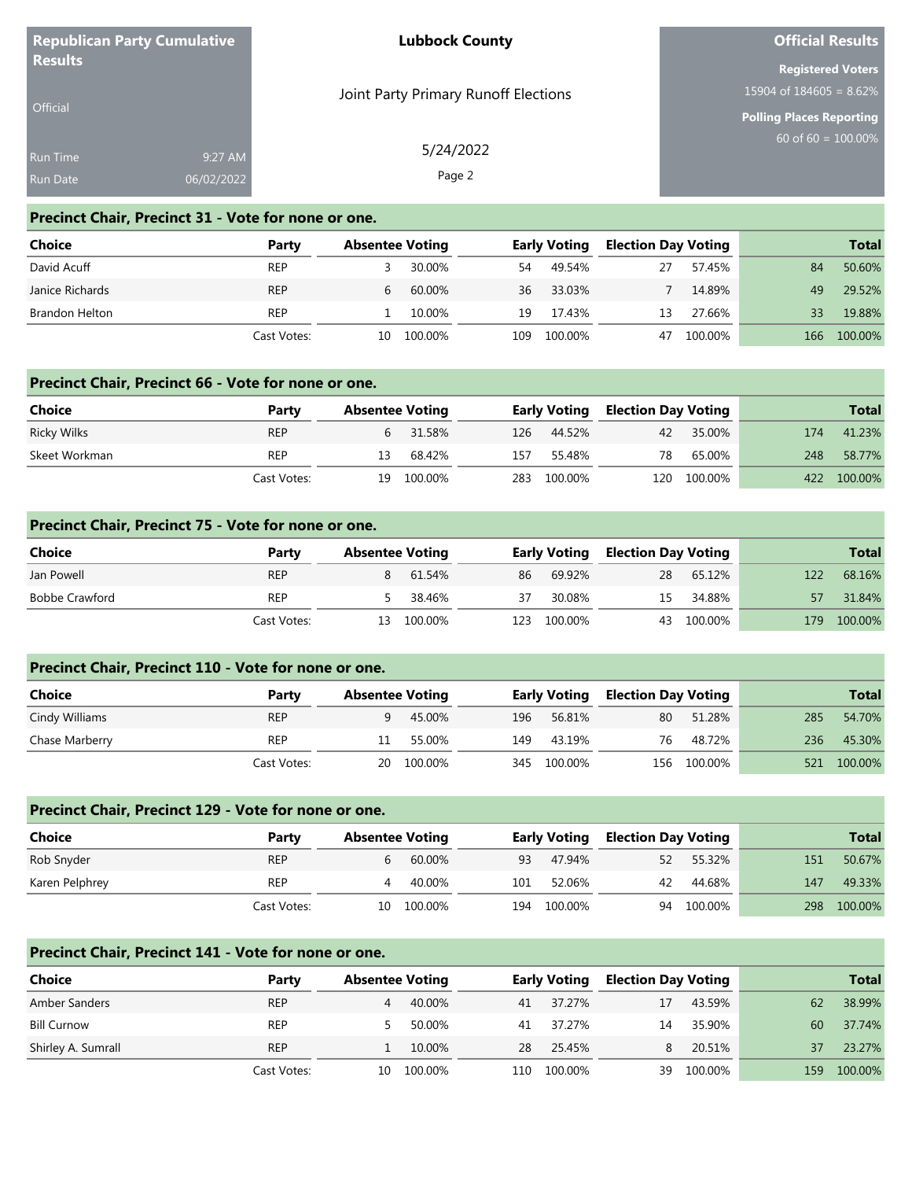**Republican Party Cumulative Results**

Official

Run Time 9:27 AM
Run Date 06/02/2022

**Lubbock County**

Joint Party Primary Runoff Elections

5/24/2022

**Official Results**

**Registered Voters**
15904 of 184605 = 8.62%

**Polling Places Reporting**
60 of 60 = 100.00%

## Precinct Chair, Precinct 31 - Vote for none or one.

| Choice | Party | Absentee Voting | | Early Voting | | Election Day Voting | | Total | |
|---|---|---|---|---|---|---|---|---|---|
| David Acuff | REP | 3 | 30.00% | 54 | 49.54% | 27 | 57.45% | 84 | 50.60% |
| Janice Richards | REP | 6 | 60.00% | 36 | 33.03% | 7 | 14.89% | 49 | 29.52% |
| Brandon Helton | REP | 1 | 10.00% | 19 | 17.43% | 13 | 27.66% | 33 | 19.88% |
| | Cast Votes: | 10 | 100.00% | 109 | 100.00% | 47 | 100.00% | 166 | 100.00% |

## Precinct Chair, Precinct 66 - Vote for none or one.

| Choice | Party | Absentee Voting | | Early Voting | | Election Day Voting | | Total | |
|---|---|---|---|---|---|---|---|---|---|
| Ricky Wilks | REP | 6 | 31.58% | 126 | 44.52% | 42 | 35.00% | 174 | 41.23% |
| Skeet Workman | REP | 13 | 68.42% | 157 | 55.48% | 78 | 65.00% | 248 | 58.77% |
| | Cast Votes: | 19 | 100.00% | 283 | 100.00% | 120 | 100.00% | 422 | 100.00% |

## Precinct Chair, Precinct 75 - Vote for none or one.

| Choice | Party | Absentee Voting | | Early Voting | | Election Day Voting | | Total | |
|---|---|---|---|---|---|---|---|---|---|
| Jan Powell | REP | 8 | 61.54% | 86 | 69.92% | 28 | 65.12% | 122 | 68.16% |
| Bobbe Crawford | REP | 5 | 38.46% | 37 | 30.08% | 15 | 34.88% | 57 | 31.84% |
| | Cast Votes: | 13 | 100.00% | 123 | 100.00% | 43 | 100.00% | 179 | 100.00% |

## Precinct Chair, Precinct 110 - Vote for none or one.

| Choice | Party | Absentee Voting | | Early Voting | | Election Day Voting | | Total | |
|---|---|---|---|---|---|---|---|---|---|
| Cindy Williams | REP | 9 | 45.00% | 196 | 56.81% | 80 | 51.28% | 285 | 54.70% |
| Chase Marberry | REP | 11 | 55.00% | 149 | 43.19% | 76 | 48.72% | 236 | 45.30% |
| | Cast Votes: | 20 | 100.00% | 345 | 100.00% | 156 | 100.00% | 521 | 100.00% |

## Precinct Chair, Precinct 129 - Vote for none or one.

| Choice | Party | Absentee Voting | | Early Voting | | Election Day Voting | | Total | |
|---|---|---|---|---|---|---|---|---|---|
| Rob Snyder | REP | 6 | 60.00% | 93 | 47.94% | 52 | 55.32% | 151 | 50.67% |
| Karen Pelphrey | REP | 4 | 40.00% | 101 | 52.06% | 42 | 44.68% | 147 | 49.33% |
| | Cast Votes: | 10 | 100.00% | 194 | 100.00% | 94 | 100.00% | 298 | 100.00% |

## Precinct Chair, Precinct 141 - Vote for none or one.

| Choice | Party | Absentee Voting | | Early Voting | | Election Day Voting | | Total | |
|---|---|---|---|---|---|---|---|---|---|
| Amber Sanders | REP | 4 | 40.00% | 41 | 37.27% | 17 | 43.59% | 62 | 38.99% |
| Bill Curnow | REP | 5 | 50.00% | 41 | 37.27% | 14 | 35.90% | 60 | 37.74% |
| Shirley A. Sumrall | REP | 1 | 10.00% | 28 | 25.45% | 8 | 20.51% | 37 | 23.27% |
| | Cast Votes: | 10 | 100.00% | 110 | 100.00% | 39 | 100.00% | 159 | 100.00% |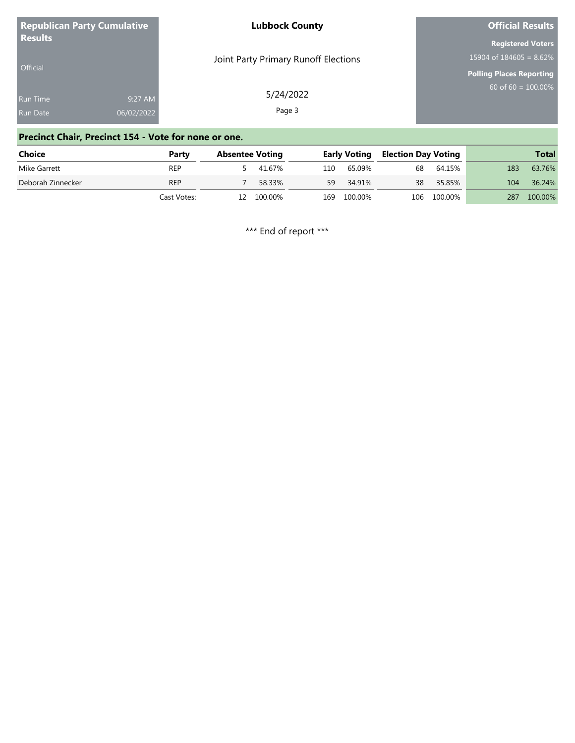**Republican Party Cumulative Results**

Official

Run Time 9:27 AM
Run Date 06/02/2022

**Lubbock County**

Joint Party Primary Runoff Elections

5/24/2022

**Official Results**

**Registered Voters**
15904 of 184605 = 8.62%

**Polling Places Reporting**
60 of 60 = 100.00%

## Precinct Chair, Precinct 154 - Vote for none or one.

| Choice | Party | Absentee Voting | | Early Voting | | Election Day Voting | | Total | |
|---|---|---|---|---|---|---|---|---|---|
| Mike Garrett | REP | 5 | 41.67% | 110 | 65.09% | 68 | 64.15% | 183 | 63.76% |
| Deborah Zinnecker | REP | 7 | 58.33% | 59 | 34.91% | 38 | 35.85% | 104 | 36.24% |
| | Cast Votes: | 12 | 100.00% | 169 | 100.00% | 106 | 100.00% | 287 | 100.00% |

*** End of report ***